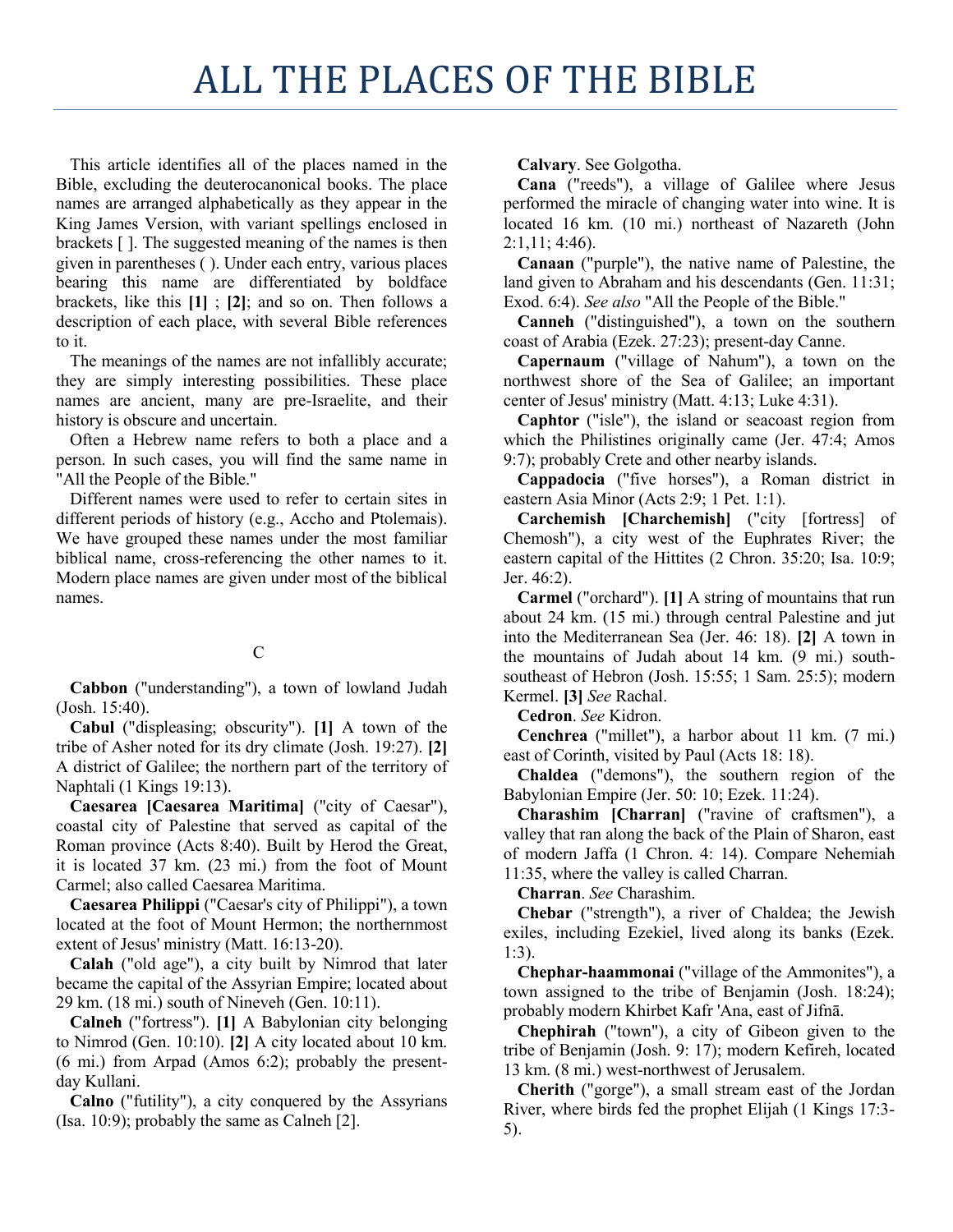# ALL THE PLACES OF THE BIBLE

This article identifies all of the places named in the Bible, excluding the deuterocanonical books. The place names are arranged alphabetically as they appear in the King James Version, with variant spellings enclosed in brackets [ ]. The suggested meaning of the names is then given in parentheses ( ). Under each entry, various places bearing this name are differentiated by boldface brackets, like this **[1]** ; **[2]**; and so on. Then follows a description of each place, with several Bible references to it.

The meanings of the names are not infallibly accurate; they are simply interesting possibilities. These place names are ancient, many are pre-Israelite, and their history is obscure and uncertain.

Often a Hebrew name refers to both a place and a person. In such cases, you will find the same name in "All the People of the Bible."

Different names were used to refer to certain sites in different periods of history (e.g., Accho and Ptolemais). We have grouped these names under the most familiar biblical name, cross-referencing the other names to it. Modern place names are given under most of the biblical names.

## C

**Cabbon** ("understanding"), a town of lowland Judah (Josh. 15:40).

**Cabul** ("displeasing; obscurity"). **[1]** A town of the tribe of Asher noted for its dry climate (Josh. 19:27). **[2]** A district of Galilee; the northern part of the territory of Naphtali (1 Kings 19:13).

**Caesarea [Caesarea Maritima]** ("city of Caesar"), coastal city of Palestine that served as capital of the Roman province (Acts 8:40). Built by Herod the Great, it is located 37 km. (23 mi.) from the foot of Mount Carmel; also called Caesarea Maritima.

**Caesarea Philippi** ("Caesar's city of Philippi"), a town located at the foot of Mount Hermon; the northernmost extent of Jesus' ministry (Matt. 16:13-20).

**Calah** ("old age"), a city built by Nimrod that later became the capital of the Assyrian Empire; located about 29 km. (18 mi.) south of Nineveh (Gen. 10:11).

**Calneh** ("fortress"). **[1]** A Babylonian city belonging to Nimrod (Gen. 10:10). **[2]** A city located about 10 km. (6 mi.) from Arpad (Amos 6:2); probably the present-day Kullani.

**Calno** ("futility"), a city conquered by the Assyrians (Isa. 10:9); probably the same as Calneh [2].

**Calvary**. See Golgotha.

**Cana** ("reeds"), a village of Galilee where Jesus performed the miracle of changing water into wine. It is located 16 km. (10 mi.) northeast of Nazareth (John 2:1,11; 4:46).

**Canaan** ("purple"), the native name of Palestine, the land given to Abraham and his descendants (Gen. 11:31; Exod. 6:4). *See also* "All the People of the Bible."

**Canneh** ("distinguished"), a town on the southern coast of Arabia (Ezek. 27:23); present-day Canne.

**Capernaum** ("village of Nahum"), a town on the northwest shore of the Sea of Galilee; an important center of Jesus' ministry (Matt. 4:13; Luke 4:31).

**Caphtor** ("isle"), the island or seacoast region from which the Philistines originally came (Jer. 47:4; Amos 9:7); probably Crete and other nearby islands.

**Cappadocia** ("five horses"), a Roman district in eastern Asia Minor (Acts 2:9; 1 Pet. 1:1).

**Carchemish [Charchemish]** ("city [fortress] of Chemosh"), a city west of the Euphrates River; the eastern capital of the Hittites (2 Chron. 35:20; Isa. 10:9; Jer. 46:2).

**Carmel** ("orchard"). **[1]** A string of mountains that run about 24 km. (15 mi.) through central Palestine and jut into the Mediterranean Sea (Jer. 46: 18). **[2]** A town in the mountains of Judah about 14 km. (9 mi.) south-southeast of Hebron (Josh. 15:55; 1 Sam. 25:5); modern Kermel. **[3]** *See* Rachal.

**Cedron**. *See* Kidron.

**Cenchrea** ("millet"), a harbor about 11 km. (7 mi.) east of Corinth, visited by Paul (Acts 18: 18).

**Chaldea** ("demons"), the southern region of the Babylonian Empire (Jer. 50: 10; Ezek. 11:24).

**Charashim [Charran]** ("ravine of craftsmen"), a valley that ran along the back of the Plain of Sharon, east of modern Jaffa (1 Chron. 4: 14). Compare Nehemiah 11:35, where the valley is called Charran.

**Charran**. *See* Charashim.

**Chebar** ("strength"), a river of Chaldea; the Jewish exiles, including Ezekiel, lived along its banks (Ezek. 1:3).

**Chephar-haammonai** ("village of the Ammonites"), a town assigned to the tribe of Benjamin (Josh. 18:24); probably modern Khirbet Kafr 'Ana, east of Jifnā.

**Chephirah** ("town"), a city of Gibeon given to the tribe of Benjamin (Josh. 9: 17); modern Kefireh, located 13 km. (8 mi.) west-northwest of Jerusalem.

**Cherith** ("gorge"), a small stream east of the Jordan River, where birds fed the prophet Elijah (1 Kings 17:3-5).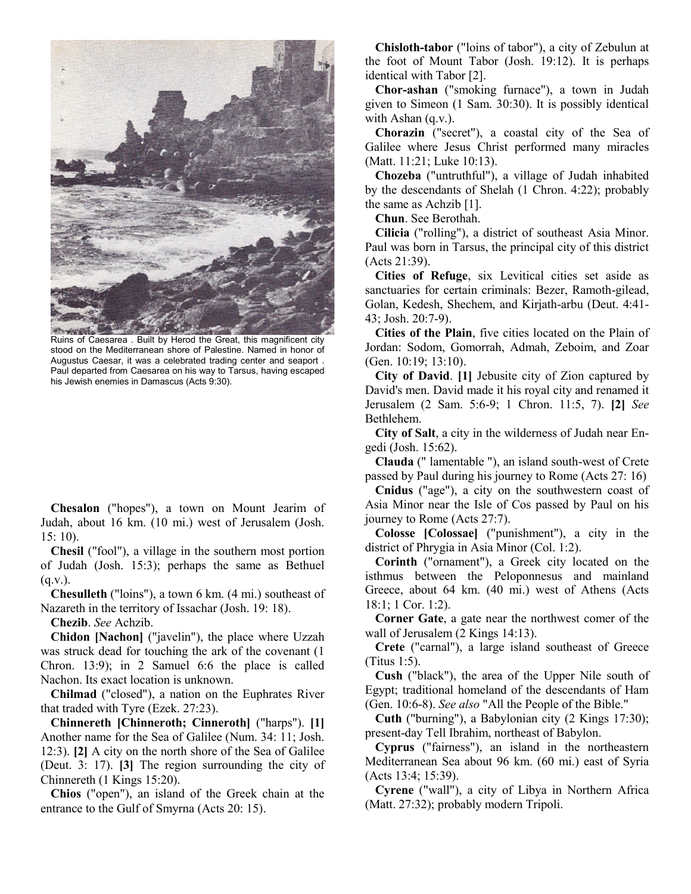Ruins of Caesarea . Built by Herod the Great, this magnificent city stood on the Mediterranean shore of Palestine. Named in honor of Augustus Caesar, it was a celebrated trading center and seaport . Paul departed from Caesarea on his way to Tarsus, having escaped his Jewish enemies in Damascus (Acts 9:30).

**Chesalon** ("hopes"), a town on Mount Jearim of Judah, about 16 km. (10 mi.) west of Jerusalem (Josh. 15: 10).

**Chesil** ("fool"), a village in the southern most portion of Judah (Josh. 15:3); perhaps the same as Bethuel (q.v.).

**Chesulleth** ("loins"), a town 6 km. (4 mi.) southeast of Nazareth in the territory of Issachar (Josh. 19: 18).

**Chezib**. *See* Achzib.

**Chidon [Nachon]** ("javelin"), the place where Uzzah was struck dead for touching the ark of the covenant (1 Chron. 13:9); in 2 Samuel 6:6 the place is called Nachon. Its exact location is unknown.

**Chilmad** ("closed"), a nation on the Euphrates River that traded with Tyre (Ezek. 27:23).

**Chinnereth [Chinneroth; Cinneroth]** ("harps"). **[1]** Another name for the Sea of Galilee (Num. 34: 11; Josh. 12:3). **[2]** A city on the north shore of the Sea of Galilee (Deut. 3: 17). **[3]** The region surrounding the city of Chinnereth (1 Kings 15:20).

**Chios** ("open"), an island of the Greek chain at the entrance to the Gulf of Smyrna (Acts 20: 15).

**Chisloth-tabor** ("loins of tabor"), a city of Zebulun at the foot of Mount Tabor (Josh. 19:12). It is perhaps identical with Tabor [2].

**Chor-ashan** ("smoking furnace"), a town in Judah given to Simeon (1 Sam. 30:30). It is possibly identical with Ashan (q.v.).

**Chorazin** ("secret"), a coastal city of the Sea of Galilee where Jesus Christ performed many miracles (Matt. 11:21; Luke 10:13).

**Chozeba** ("untruthful"), a village of Judah inhabited by the descendants of Shelah (1 Chron. 4:22); probably the same as Achzib [1].

**Chun**. See Berothah.

**Cilicia** ("rolling"), a district of southeast Asia Minor. Paul was born in Tarsus, the principal city of this district (Acts 21:39).

**Cities of Refuge**, six Levitical cities set aside as sanctuaries for certain criminals: Bezer, Ramoth-gilead, Golan, Kedesh, Shechem, and Kirjath-arbu (Deut. 4:41-43; Josh. 20:7-9).

**Cities of the Plain**, five cities located on the Plain of Jordan: Sodom, Gomorrah, Admah, Zeboim, and Zoar (Gen. 10:19; 13:10).

**City of David**. **[1]** Jebusite city of Zion captured by David's men. David made it his royal city and renamed it Jerusalem (2 Sam. 5:6-9; 1 Chron. 11:5, 7). **[2]** *See* Bethlehem.

**City of Salt**, a city in the wilderness of Judah near En-gedi (Josh. 15:62).

**Clauda** (" lamentable "), an island south-west of Crete passed by Paul during his journey to Rome (Acts 27: 16)

**Cnidus** ("age"), a city on the southwestern coast of Asia Minor near the Isle of Cos passed by Paul on his journey to Rome (Acts 27:7).

**Colosse [Colossae]** ("punishment"), a city in the district of Phrygia in Asia Minor (Col. 1:2).

**Corinth** ("ornament"), a Greek city located on the isthmus between the Peloponnesus and mainland Greece, about 64 km. (40 mi.) west of Athens (Acts 18:1; 1 Cor. 1:2).

**Corner Gate**, a gate near the northwest comer of the wall of Jerusalem (2 Kings 14:13).

**Crete** ("carnal"), a large island southeast of Greece (Titus 1:5).

**Cush** ("black"), the area of the Upper Nile south of Egypt; traditional homeland of the descendants of Ham (Gen. 10:6-8). *See also* "All the People of the Bible."

**Cuth** ("burning"), a Babylonian city (2 Kings 17:30); present-day Tell Ibrahim, northeast of Babylon.

**Cyprus** ("fairness"), an island in the northeastern Mediterranean Sea about 96 km. (60 mi.) east of Syria (Acts 13:4; 15:39).

**Cyrene** ("wall"), a city of Libya in Northern Africa (Matt. 27:32); probably modern Tripoli.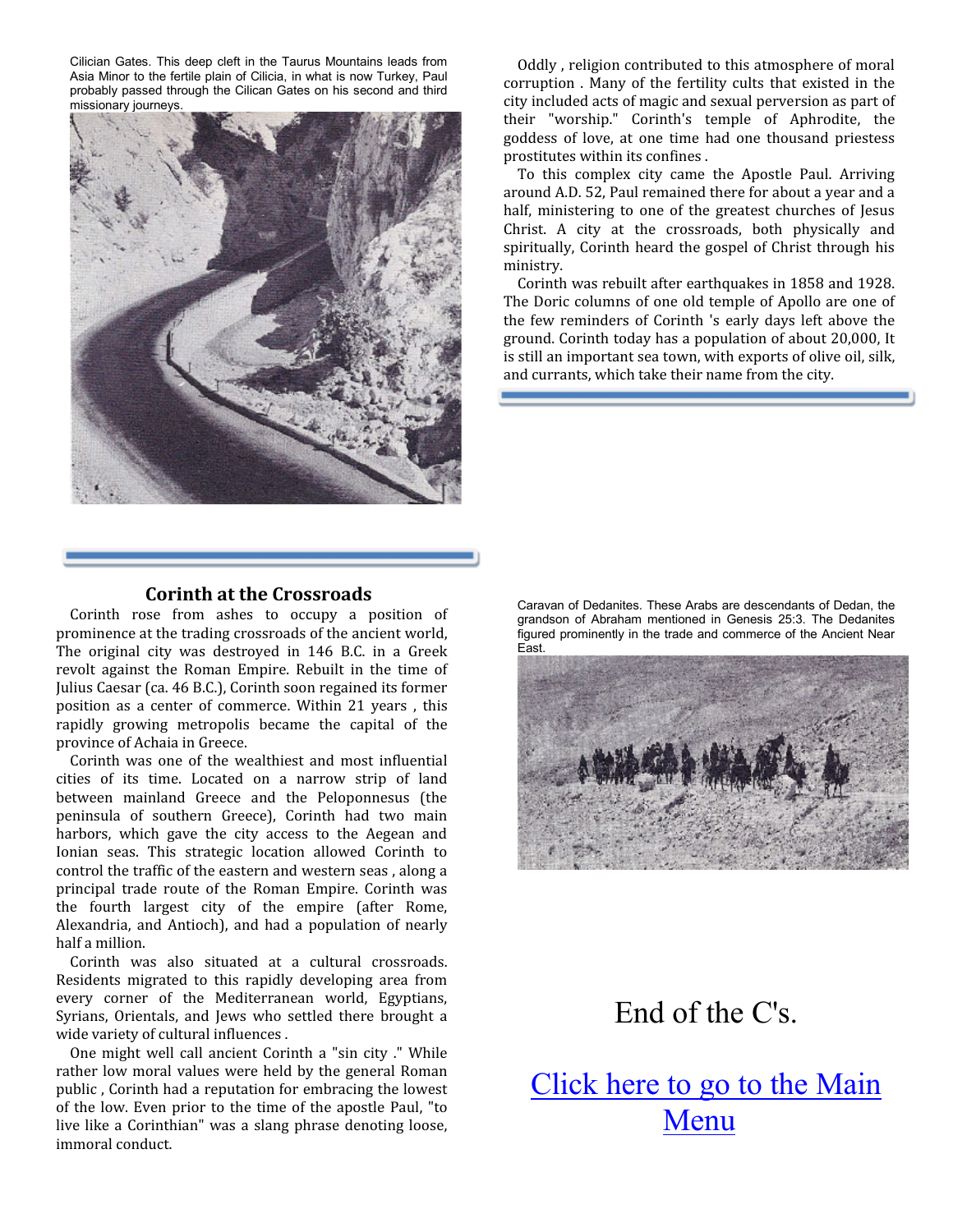Cilician Gates. This deep cleft in the Taurus Mountains leads from Asia Minor to the fertile plain of Cilicia, in what is now Turkey, Paul probably passed through the Cilican Gates on his second and third missionary journeys.

Oddly , religion contributed to this atmosphere of moral corruption . Many of the fertility cults that existed in the city included acts of magic and sexual perversion as part of their "worship." Corinth's temple of Aphrodite, the goddess of love, at one time had one thousand priestess prostitutes within its confines .

To this complex city came the Apostle Paul. Arriving around A.D. 52, Paul remained there for about a year and a half, ministering to one of the greatest churches of Jesus Christ. A city at the crossroads, both physically and spiritually, Corinth heard the gospel of Christ through his ministry.

Corinth was rebuilt after earthquakes in 1858 and 1928. The Doric columns of one old temple of Apollo are one of the few reminders of Corinth 's early days left above the ground. Corinth today has a population of about 20,000, It is still an important sea town, with exports of olive oil, silk, and currants, which take their name from the city.

## Corinth at the Crossroads

Corinth rose from ashes to occupy a position of prominence at the trading crossroads of the ancient world, The original city was destroyed in 146 B.C. in a Greek revolt against the Roman Empire. Rebuilt in the time of Julius Caesar (ca. 46 B.C.), Corinth soon regained its former position as a center of commerce. Within 21 years , this rapidly growing metropolis became the capital of the province of Achaia in Greece.

Corinth was one of the wealthiest and most influential cities of its time. Located on a narrow strip of land between mainland Greece and the Peloponnesus (the peninsula of southern Greece), Corinth had two main harbors, which gave the city access to the Aegean and Ionian seas. This strategic location allowed Corinth to control the traffic of the eastern and western seas , along a principal trade route of the Roman Empire. Corinth was the fourth largest city of the empire (after Rome, Alexandria, and Antioch), and had a population of nearly half a million.

Corinth was also situated at a cultural crossroads. Residents migrated to this rapidly developing area from every corner of the Mediterranean world, Egyptians, Syrians, Orientals, and Jews who settled there brought a wide variety of cultural influences .

One might well call ancient Corinth a "sin city ." While rather low moral values were held by the general Roman public , Corinth had a reputation for embracing the lowest of the low. Even prior to the time of the apostle Paul, "to live like a Corinthian" was a slang phrase denoting loose, immoral conduct.

Caravan of Dedanites. These Arabs are descendants of Dedan, the grandson of Abraham mentioned in Genesis 25:3. The Dedanites figured prominently in the trade and commerce of the Ancient Near East.

End of the C's.

[Click here to go to the Main Menu]